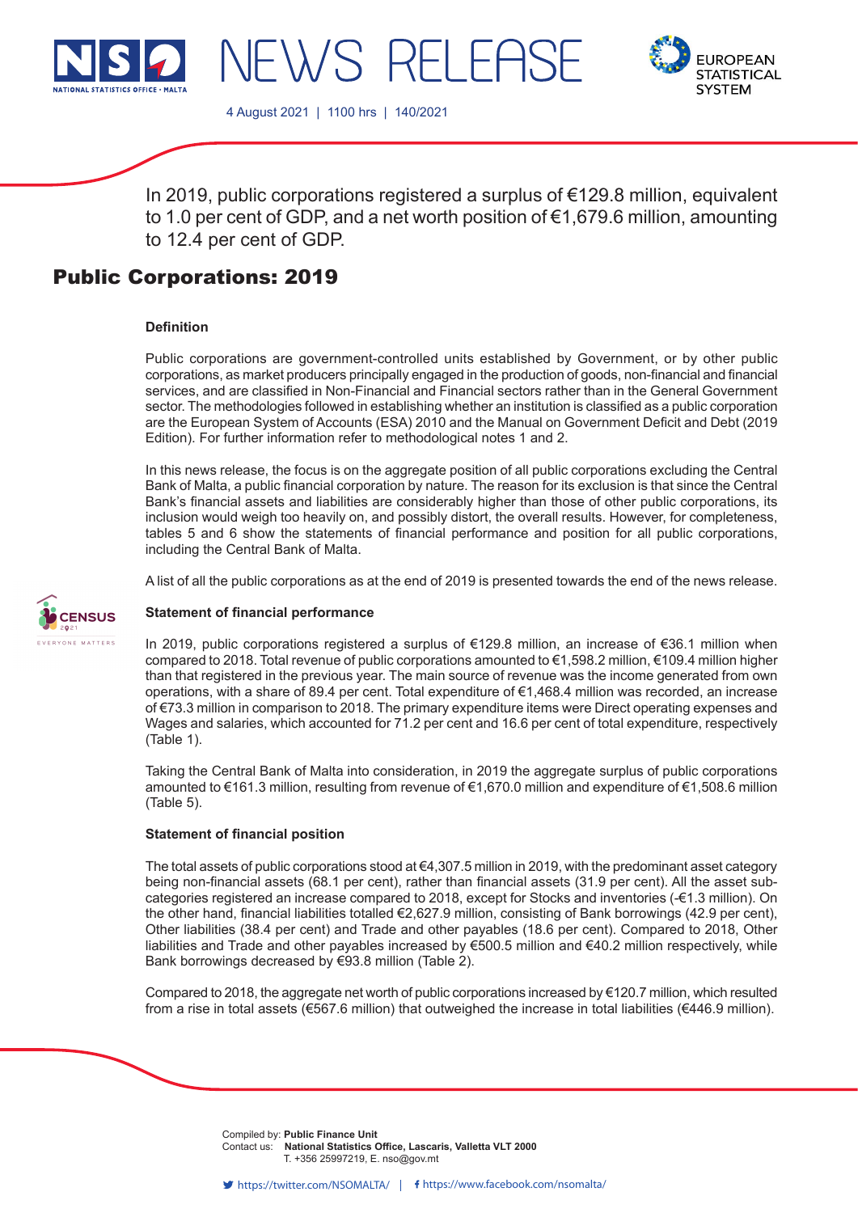# NEWS RELEASE

4 August 2021 | 1100 hrs | 140/2021

In 2019, public corporations registered a surplus of €129.8 million, equivalent to 1.0 per cent of GDP, and a net worth position of €1,679.6 million, amounting to 12.4 per cent of GDP.

## Public Corporations: 2019

### Definition

Public corporations are government-controlled units established by Government, or by other public corporations, as market producers principally engaged in the production of goods, non-financial and financial services, and are classified in Non-Financial and Financial sectors rather than in the General Government sector. The methodologies followed in establishing whether an institution is classified as a public corporation are the European System of Accounts (ESA) 2010 and the Manual on Government Deficit and Debt (2019 Edition). For further information refer to methodological notes 1 and 2.

In this news release, the focus is on the aggregate position of all public corporations excluding the Central Bank of Malta, a public financial corporation by nature. The reason for its exclusion is that since the Central Bank's financial assets and liabilities are considerably higher than those of other public corporations, its inclusion would weigh too heavily on, and possibly distort, the overall results. However, for completeness, tables 5 and 6 show the statements of financial performance and position for all public corporations, including the Central Bank of Malta.

A list of all the public corporations as at the end of 2019 is presented towards the end of the news release.

### Statement of financial performance

In 2019, public corporations registered a surplus of €129.8 million, an increase of €36.1 million when compared to 2018. Total revenue of public corporations amounted to €1,598.2 million, €109.4 million higher than that registered in the previous year. The main source of revenue was the income generated from own operations, with a share of 89.4 per cent. Total expenditure of €1,468.4 million was recorded, an increase of €73.3 million in comparison to 2018. The primary expenditure items were Direct operating expenses and Wages and salaries, which accounted for 71.2 per cent and 16.6 per cent of total expenditure, respectively (Table 1).

Taking the Central Bank of Malta into consideration, in 2019 the aggregate surplus of public corporations amounted to €161.3 million, resulting from revenue of €1,670.0 million and expenditure of €1,508.6 million (Table 5).

### Statement of financial position

The total assets of public corporations stood at €4,307.5 million in 2019, with the predominant asset category being non-financial assets (68.1 per cent), rather than financial assets (31.9 per cent). All the asset sub-categories registered an increase compared to 2018, except for Stocks and inventories (-€1.3 million). On the other hand, financial liabilities totalled €2,627.9 million, consisting of Bank borrowings (42.9 per cent), Other liabilities (38.4 per cent) and Trade and other payables (18.6 per cent). Compared to 2018, Other liabilities and Trade and other payables increased by €500.5 million and €40.2 million respectively, while Bank borrowings decreased by €93.8 million (Table 2).

Compared to 2018, the aggregate net worth of public corporations increased by €120.7 million, which resulted from a rise in total assets (€567.6 million) that outweighed the increase in total liabilities (€446.9 million).

Compiled by: **Public Finance Unit**
Contact us: **National Statistics Office, Lascaris, Valletta VLT 2000**
T. +356 25997219, E. nso@gov.mt

https://twitter.com/NSOMALTA/ | https://www.facebook.com/nsomalta/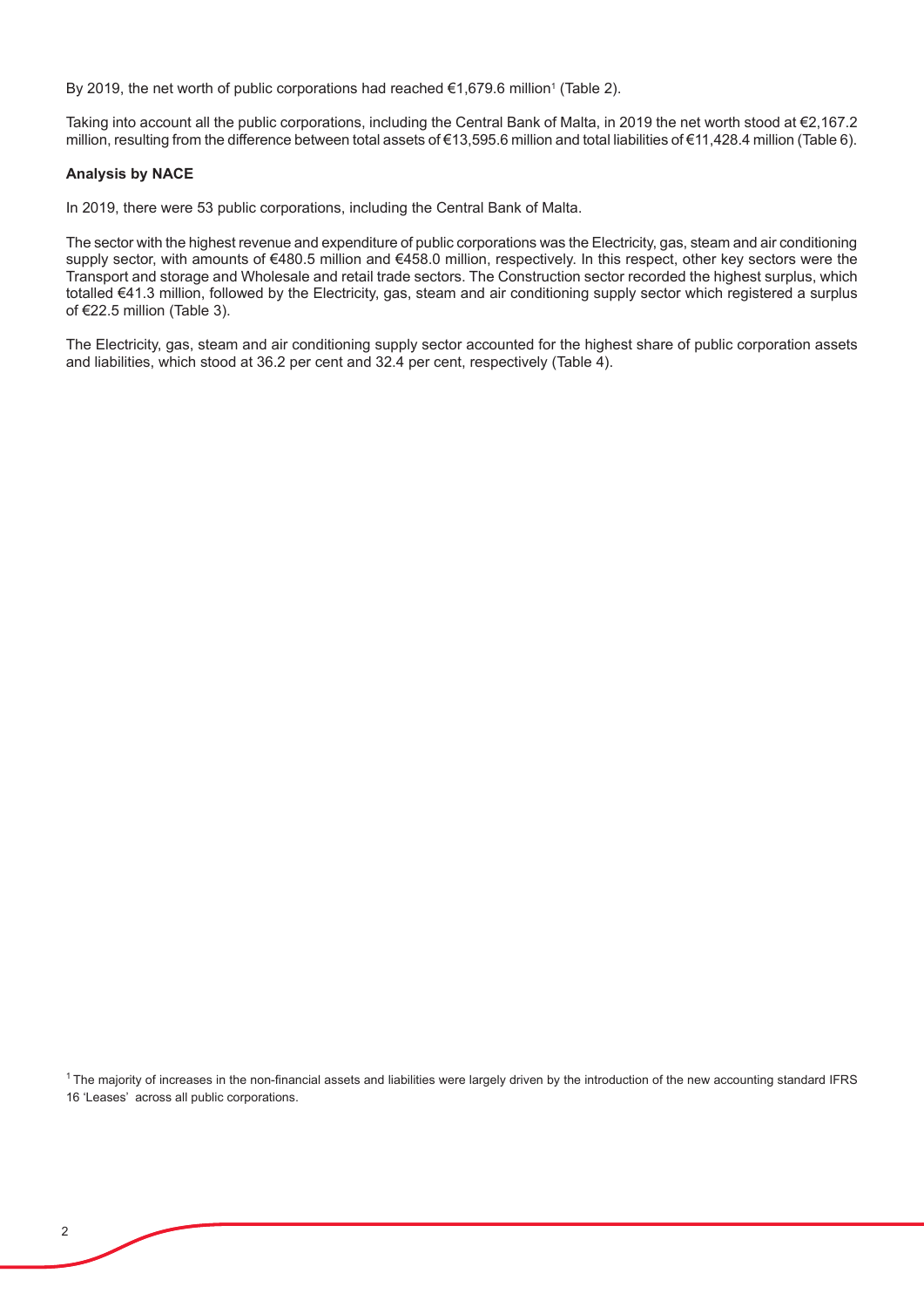By 2019, the net worth of public corporations had reached €1,679.6 million[1] (Table 2).

Taking into account all the public corporations, including the Central Bank of Malta, in 2019 the net worth stood at €2,167.2 million, resulting from the difference between total assets of €13,595.6 million and total liabilities of €11,428.4 million (Table 6).

**Analysis by NACE**

In 2019, there were 53 public corporations, including the Central Bank of Malta.

The sector with the highest revenue and expenditure of public corporations was the Electricity, gas, steam and air conditioning supply sector, with amounts of €480.5 million and €458.0 million, respectively. In this respect, other key sectors were the Transport and storage and Wholesale and retail trade sectors. The Construction sector recorded the highest surplus, which totalled €41.3 million, followed by the Electricity, gas, steam and air conditioning supply sector which registered a surplus of €22.5 million (Table 3).

The Electricity, gas, steam and air conditioning supply sector accounted for the highest share of public corporation assets and liabilities, which stood at 36.2 per cent and 32.4 per cent, respectively (Table 4).

[1] The majority of increases in the non-financial assets and liabilities were largely driven by the introduction of the new accounting standard IFRS 16 'Leases' across all public corporations.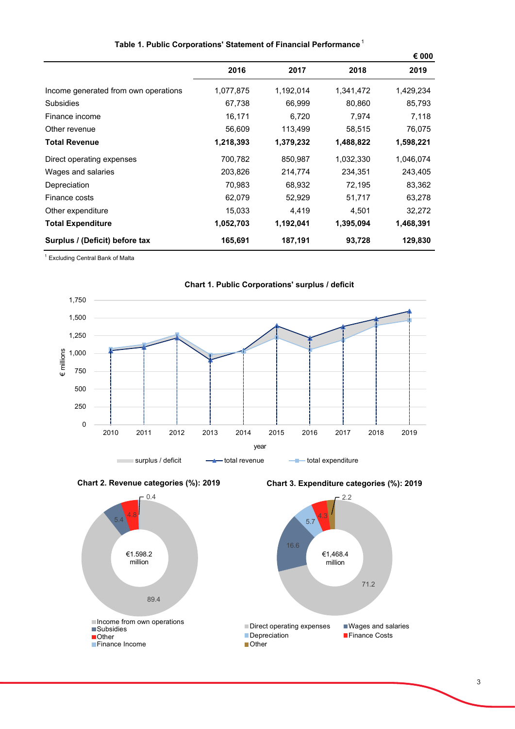**Table 1. Public Corporations' Statement of Financial Performance** [1]

€ 000

| | 2016 | 2017 | 2018 | 2019 |
|---|---|---|---|---|
| Income generated from own operations | 1,077,875 | 1,192,014 | 1,341,472 | 1,429,234 |
| Subsidies | 67,738 | 66,999 | 80,860 | 85,793 |
| Finance income | 16,171 | 6,720 | 7,974 | 7,118 |
| Other revenue | 56,609 | 113,499 | 58,515 | 76,075 |
| **Total Revenue** | **1,218,393** | **1,379,232** | **1,488,822** | **1,598,221** |
| Direct operating expenses | 700,782 | 850,987 | 1,032,330 | 1,046,074 |
| Wages and salaries | 203,826 | 214,774 | 234,351 | 243,405 |
| Depreciation | 70,983 | 68,932 | 72,195 | 83,362 |
| Finance costs | 62,079 | 52,929 | 51,717 | 63,278 |
| Other expenditure | 15,033 | 4,419 | 4,501 | 32,272 |
| **Total Expenditure** | **1,052,703** | **1,192,041** | **1,395,094** | **1,468,391** |
| **Surplus / (Deficit) before tax** | **165,691** | **187,191** | **93,728** | **129,830** |

[1] Excluding Central Bank of Malta

**Chart 1. Public Corporations' surplus / deficit**

**Chart 2. Revenue categories (%): 2019**

**Chart 3. Expenditure categories (%): 2019**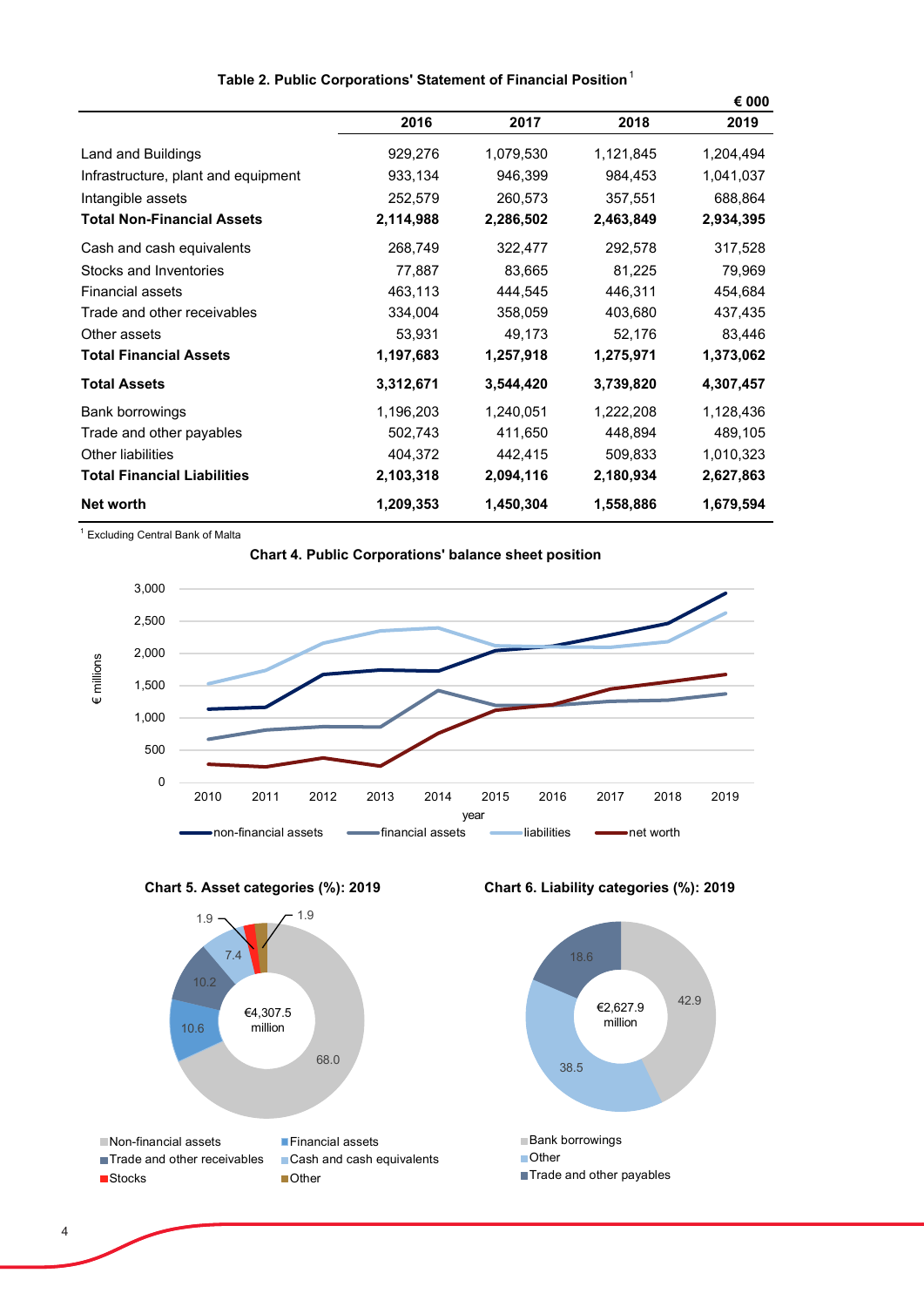**Table 2. Public Corporations' Statement of Financial Position**[1]

| | 2016 | 2017 | 2018 | 2019 |
|---|---|---|---|---|
| | | | | € 000 |
| Land and Buildings | 929,276 | 1,079,530 | 1,121,845 | 1,204,494 |
| Infrastructure, plant and equipment | 933,134 | 946,399 | 984,453 | 1,041,037 |
| Intangible assets | 252,579 | 260,573 | 357,551 | 688,864 |
| **Total Non-Financial Assets** | **2,114,988** | **2,286,502** | **2,463,849** | **2,934,395** |
| Cash and cash equivalents | 268,749 | 322,477 | 292,578 | 317,528 |
| Stocks and Inventories | 77,887 | 83,665 | 81,225 | 79,969 |
| Financial assets | 463,113 | 444,545 | 446,311 | 454,684 |
| Trade and other receivables | 334,004 | 358,059 | 403,680 | 437,435 |
| Other assets | 53,931 | 49,173 | 52,176 | 83,446 |
| **Total Financial Assets** | **1,197,683** | **1,257,918** | **1,275,971** | **1,373,062** |
| **Total Assets** | **3,312,671** | **3,544,420** | **3,739,820** | **4,307,457** |
| Bank borrowings | 1,196,203 | 1,240,051 | 1,222,208 | 1,128,436 |
| Trade and other payables | 502,743 | 411,650 | 448,894 | 489,105 |
| Other liabilities | 404,372 | 442,415 | 509,833 | 1,010,323 |
| **Total Financial Liabilities** | **2,103,318** | **2,094,116** | **2,180,934** | **2,627,863** |
| **Net worth** | **1,209,353** | **1,450,304** | **1,558,886** | **1,679,594** |

[1] Excluding Central Bank of Malta

**Chart 4. Public Corporations' balance sheet position**

**Chart 5. Asset categories (%): 2019**

**Chart 6. Liability categories (%): 2019**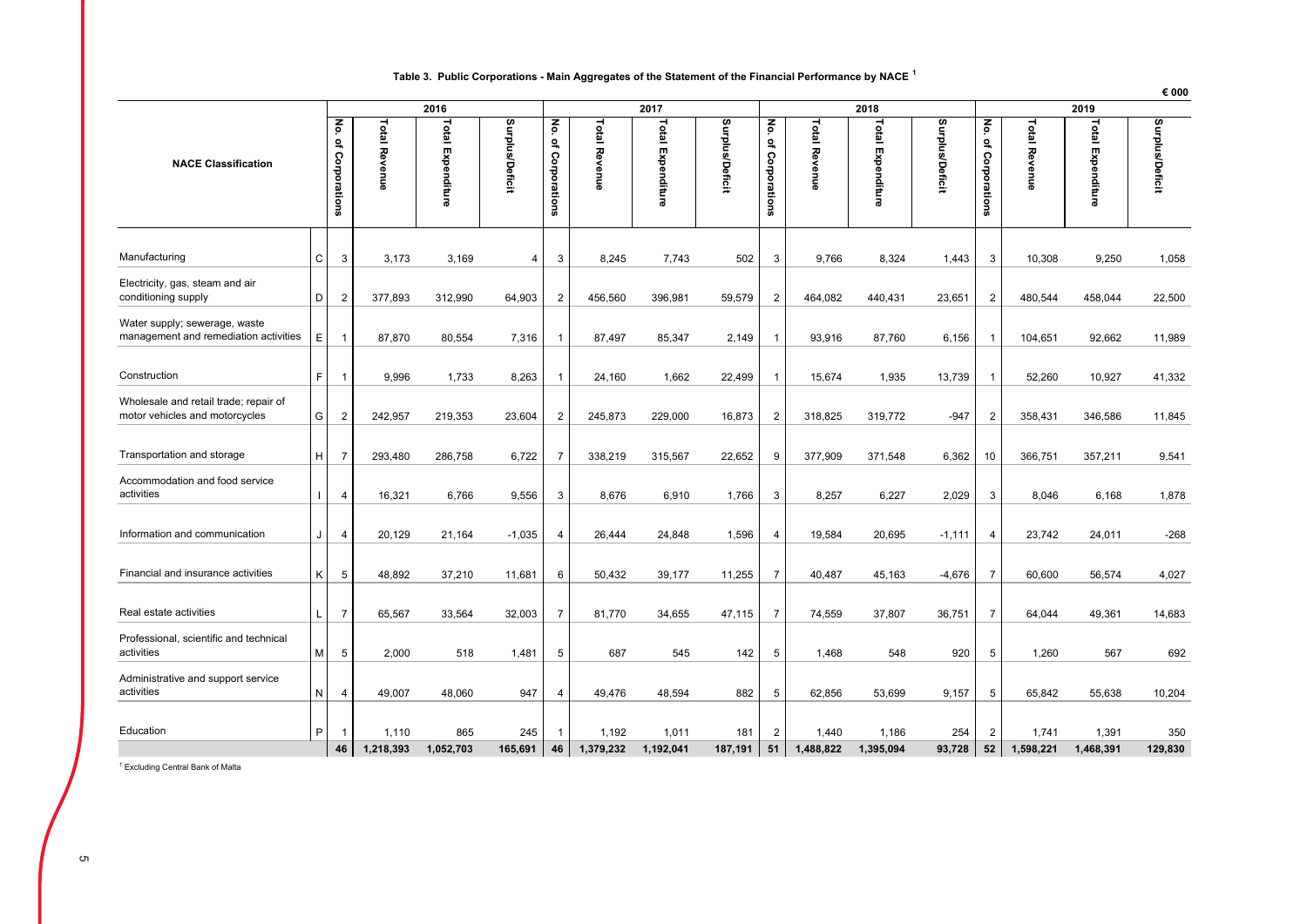**Table 3. Public Corporations - Main Aggregates of the Statement of the Financial Performance by NACE [1]**

€ 000

| NACE Classification | | 2016 | | | | 2017 | | | | 2018 | | | | 2019 | | | |
|---|---|---|---|---|---|---|---|---|---|---|---|---|---|---|---|---|---|
| | | No. of Corporations | Total Revenue | Total Expenditure | Surplus/Deficit | No. of Corporations | Total Revenue | Total Expenditure | Surplus/Deficit | No. of Corporations | Total Revenue | Total Expenditure | Surplus/Deficit | No. of Corporations | Total Revenue | Total Expenditure | Surplus/Deficit |
| Manufacturing | C | 3 | 3,173 | 3,169 | 4 | 3 | 8,245 | 7,743 | 502 | 3 | 9,766 | 8,324 | 1,443 | 3 | 10,308 | 9,250 | 1,058 |
| Electricity, gas, steam and air conditioning supply | D | 2 | 377,893 | 312,990 | 64,903 | 2 | 456,560 | 396,981 | 59,579 | 2 | 464,082 | 440,431 | 23,651 | 2 | 480,544 | 458,044 | 22,500 |
| Water supply; sewerage, waste management and remediation activities | E | 1 | 87,870 | 80,554 | 7,316 | 1 | 87,497 | 85,347 | 2,149 | 1 | 93,916 | 87,760 | 6,156 | 1 | 104,651 | 92,662 | 11,989 |
| Construction | F | 1 | 9,996 | 1,733 | 8,263 | 1 | 24,160 | 1,662 | 22,499 | 1 | 15,674 | 1,935 | 13,739 | 1 | 52,260 | 10,927 | 41,332 |
| Wholesale and retail trade; repair of motor vehicles and motorcycles | G | 2 | 242,957 | 219,353 | 23,604 | 2 | 245,873 | 229,000 | 16,873 | 2 | 318,825 | 319,772 | -947 | 2 | 358,431 | 346,586 | 11,845 |
| Transportation and storage | H | 7 | 293,480 | 286,758 | 6,722 | 7 | 338,219 | 315,567 | 22,652 | 9 | 377,909 | 371,548 | 6,362 | 10 | 366,751 | 357,211 | 9,541 |
| Accommodation and food service activities | I | 4 | 16,321 | 6,766 | 9,556 | 3 | 8,676 | 6,910 | 1,766 | 3 | 8,257 | 6,227 | 2,029 | 3 | 8,046 | 6,168 | 1,878 |
| Information and communication | J | 4 | 20,129 | 21,164 | -1,035 | 4 | 26,444 | 24,848 | 1,596 | 4 | 19,584 | 20,695 | -1,111 | 4 | 23,742 | 24,011 | -268 |
| Financial and insurance activities | K | 5 | 48,892 | 37,210 | 11,681 | 6 | 50,432 | 39,177 | 11,255 | 7 | 40,487 | 45,163 | -4,676 | 7 | 60,600 | 56,574 | 4,027 |
| Real estate activities | L | 7 | 65,567 | 33,564 | 32,003 | 7 | 81,770 | 34,655 | 47,115 | 7 | 74,559 | 37,807 | 36,751 | 7 | 64,044 | 49,361 | 14,683 |
| Professional, scientific and technical activities | M | 5 | 2,000 | 518 | 1,481 | 5 | 687 | 545 | 142 | 5 | 1,468 | 548 | 920 | 5 | 1,260 | 567 | 692 |
| Administrative and support service activities | N | 4 | 49,007 | 48,060 | 947 | 4 | 49,476 | 48,594 | 882 | 5 | 62,856 | 53,699 | 9,157 | 5 | 65,842 | 55,638 | 10,204 |
| Education | P | 1 | 1,110 | 865 | 245 | 1 | 1,192 | 1,011 | 181 | 2 | 1,440 | 1,186 | 254 | 2 | 1,741 | 1,391 | 350 |
| | | **46** | **1,218,393** | **1,052,703** | **165,691** | **46** | **1,379,232** | **1,192,041** | **187,191** | **51** | **1,488,822** | **1,395,094** | **93,728** | **52** | **1,598,221** | **1,468,391** | **129,830** |

[1] Excluding Central Bank of Malta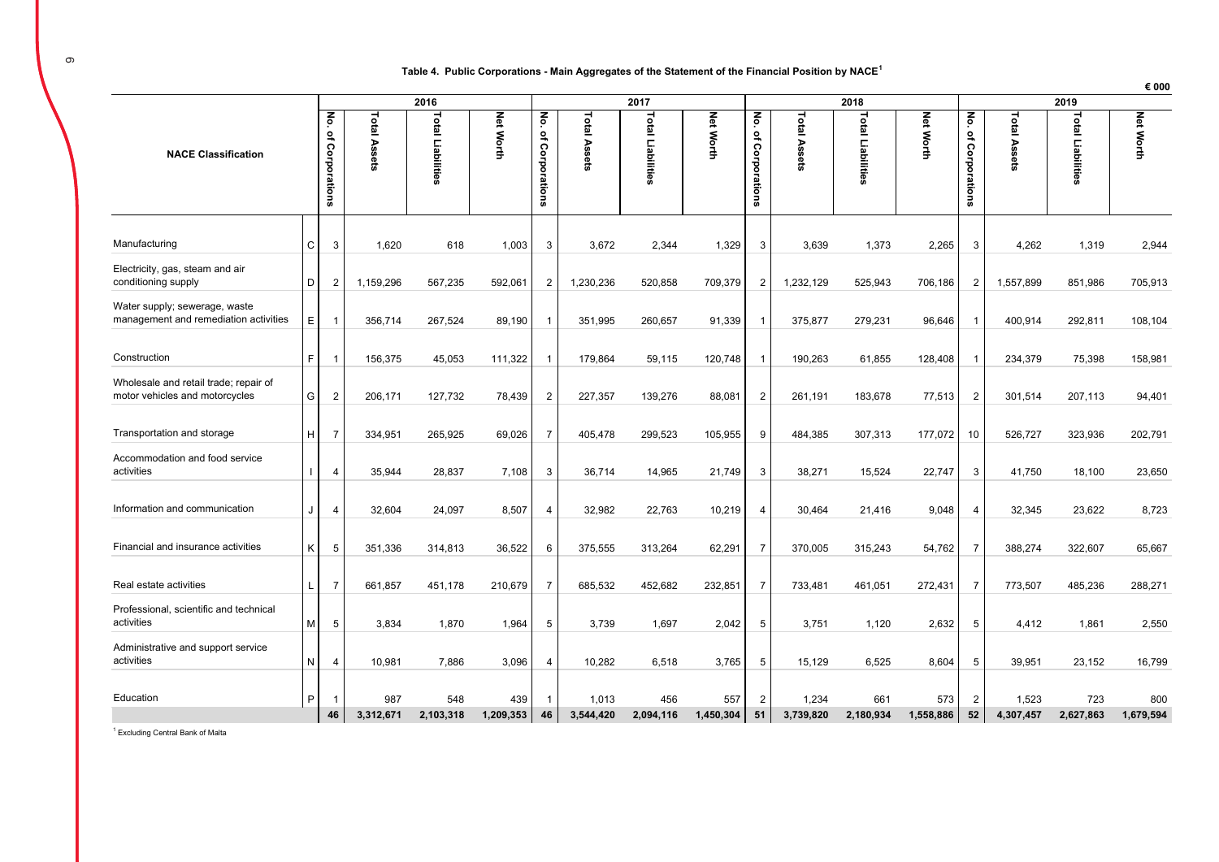**Table 4. Public Corporations - Main Aggregates of the Statement of the Financial Position by NACE[1]**

€ 000

| NACE Classification | | 2016 | | | | 2017 | | | | 2018 | | | | 2019 | | | |
|---|---|---|---|---|---|---|---|---|---|---|---|---|---|---|---|---|---|
| | | No. of Corporations | Total Assets | Total Liabilities | Net Worth | No. of Corporations | Total Assets | Total Liabilities | Net Worth | No. of Corporations | Total Assets | Total Liabilities | Net Worth | No. of Corporations | Total Assets | Total Liabilities | Net Worth |
| Manufacturing | C | 3 | 1,620 | 618 | 1,003 | 3 | 3,672 | 2,344 | 1,329 | 3 | 3,639 | 1,373 | 2,265 | 3 | 4,262 | 1,319 | 2,944 |
| Electricity, gas, steam and air conditioning supply | D | 2 | 1,159,296 | 567,235 | 592,061 | 2 | 1,230,236 | 520,858 | 709,379 | 2 | 1,232,129 | 525,943 | 706,186 | 2 | 1,557,899 | 851,986 | 705,913 |
| Water supply; sewerage, waste management and remediation activities | E | 1 | 356,714 | 267,524 | 89,190 | 1 | 351,995 | 260,657 | 91,339 | 1 | 375,877 | 279,231 | 96,646 | 1 | 400,914 | 292,811 | 108,104 |
| Construction | F | 1 | 156,375 | 45,053 | 111,322 | 1 | 179,864 | 59,115 | 120,748 | 1 | 190,263 | 61,855 | 128,408 | 1 | 234,379 | 75,398 | 158,981 |
| Wholesale and retail trade; repair of motor vehicles and motorcycles | G | 2 | 206,171 | 127,732 | 78,439 | 2 | 227,357 | 139,276 | 88,081 | 2 | 261,191 | 183,678 | 77,513 | 2 | 301,514 | 207,113 | 94,401 |
| Transportation and storage | H | 7 | 334,951 | 265,925 | 69,026 | 7 | 405,478 | 299,523 | 105,955 | 9 | 484,385 | 307,313 | 177,072 | 10 | 526,727 | 323,936 | 202,791 |
| Accommodation and food service activities | I | 4 | 35,944 | 28,837 | 7,108 | 3 | 36,714 | 14,965 | 21,749 | 3 | 38,271 | 15,524 | 22,747 | 3 | 41,750 | 18,100 | 23,650 |
| Information and communication | J | 4 | 32,604 | 24,097 | 8,507 | 4 | 32,982 | 22,763 | 10,219 | 4 | 30,464 | 21,416 | 9,048 | 4 | 32,345 | 23,622 | 8,723 |
| Financial and insurance activities | K | 5 | 351,336 | 314,813 | 36,522 | 6 | 375,555 | 313,264 | 62,291 | 7 | 370,005 | 315,243 | 54,762 | 7 | 388,274 | 322,607 | 65,667 |
| Real estate activities | L | 7 | 661,857 | 451,178 | 210,679 | 7 | 685,532 | 452,682 | 232,851 | 7 | 733,481 | 461,051 | 272,431 | 7 | 773,507 | 485,236 | 288,271 |
| Professional, scientific and technical activities | M | 5 | 3,834 | 1,870 | 1,964 | 5 | 3,739 | 1,697 | 2,042 | 5 | 3,751 | 1,120 | 2,632 | 5 | 4,412 | 1,861 | 2,550 |
| Administrative and support service activities | N | 4 | 10,981 | 7,886 | 3,096 | 4 | 10,282 | 6,518 | 3,765 | 5 | 15,129 | 6,525 | 8,604 | 5 | 39,951 | 23,152 | 16,799 |
| Education | P | 1 | 987 | 548 | 439 | 1 | 1,013 | 456 | 557 | 2 | 1,234 | 661 | 573 | 2 | 1,523 | 723 | 800 |
| | | **46** | **3,312,671** | **2,103,318** | **1,209,353** | **46** | **3,544,420** | **2,094,116** | **1,450,304** | **51** | **3,739,820** | **2,180,934** | **1,558,886** | **52** | **4,307,457** | **2,627,863** | **1,679,594** |

[1] Excluding Central Bank of Malta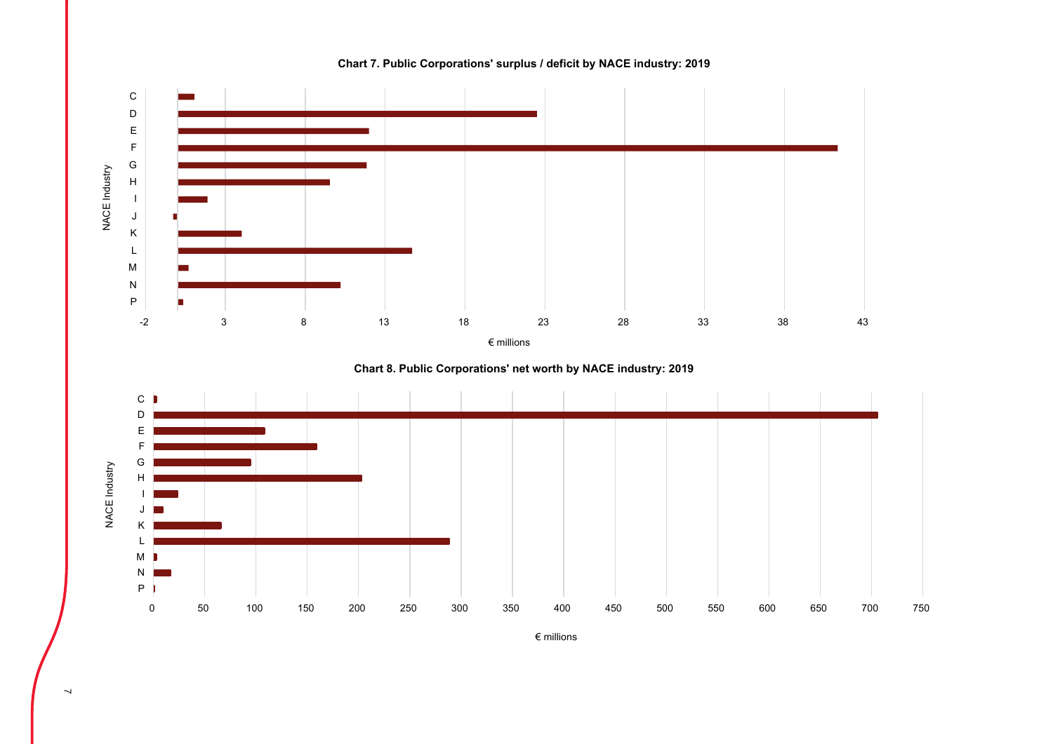**Chart 7. Public Corporations' surplus / deficit by NACE industry: 2019**

NACE Industry: C, D, E, F, G, H, I, J, K, L, M, N, P

€ millions: -2, 3, 8, 13, 18, 23, 28, 33, 38, 43

**Chart 8. Public Corporations' net worth by NACE industry: 2019**

NACE Industry: C, D, E, F, G, H, I, J, K, L, M, N, P

€ millions: 0, 50, 100, 150, 200, 250, 300, 350, 400, 450, 500, 550, 600, 650, 700, 750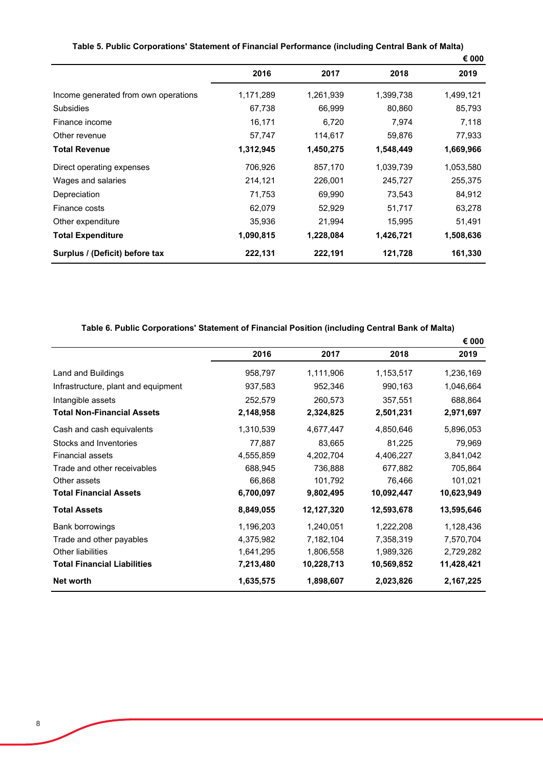**Table 5. Public Corporations' Statement of Financial Performance (including Central Bank of Malta)**

€ 000

| | 2016 | 2017 | 2018 | 2019 |
|---|---|---|---|---|
| Income generated from own operations | 1,171,289 | 1,261,939 | 1,399,738 | 1,499,121 |
| Subsidies | 67,738 | 66,999 | 80,860 | 85,793 |
| Finance income | 16,171 | 6,720 | 7,974 | 7,118 |
| Other revenue | 57,747 | 114,617 | 59,876 | 77,933 |
| **Total Revenue** | **1,312,945** | **1,450,275** | **1,548,449** | **1,669,966** |
| Direct operating expenses | 706,926 | 857,170 | 1,039,739 | 1,053,580 |
| Wages and salaries | 214,121 | 226,001 | 245,727 | 255,375 |
| Depreciation | 71,753 | 69,990 | 73,543 | 84,912 |
| Finance costs | 62,079 | 52,929 | 51,717 | 63,278 |
| Other expenditure | 35,936 | 21,994 | 15,995 | 51,491 |
| **Total Expenditure** | **1,090,815** | **1,228,084** | **1,426,721** | **1,508,636** |
| **Surplus / (Deficit) before tax** | **222,131** | **222,191** | **121,728** | **161,330** |

**Table 6. Public Corporations' Statement of Financial Position (including Central Bank of Malta)**

€ 000

| | 2016 | 2017 | 2018 | 2019 |
|---|---|---|---|---|
| Land and Buildings | 958,797 | 1,111,906 | 1,153,517 | 1,236,169 |
| Infrastructure, plant and equipment | 937,583 | 952,346 | 990,163 | 1,046,664 |
| Intangible assets | 252,579 | 260,573 | 357,551 | 688,864 |
| **Total Non-Financial Assets** | **2,148,958** | **2,324,825** | **2,501,231** | **2,971,697** |
| Cash and cash equivalents | 1,310,539 | 4,677,447 | 4,850,646 | 5,896,053 |
| Stocks and Inventories | 77,887 | 83,665 | 81,225 | 79,969 |
| Financial assets | 4,555,859 | 4,202,704 | 4,406,227 | 3,841,042 |
| Trade and other receivables | 688,945 | 736,888 | 677,882 | 705,864 |
| Other assets | 66,868 | 101,792 | 76,466 | 101,021 |
| **Total Financial Assets** | **6,700,097** | **9,802,495** | **10,092,447** | **10,623,949** |
| **Total Assets** | **8,849,055** | **12,127,320** | **12,593,678** | **13,595,646** |
| Bank borrowings | 1,196,203 | 1,240,051 | 1,222,208 | 1,128,436 |
| Trade and other payables | 4,375,982 | 7,182,104 | 7,358,319 | 7,570,704 |
| Other liabilities | 1,641,295 | 1,806,558 | 1,989,326 | 2,729,282 |
| **Total Financial Liabilities** | **7,213,480** | **10,228,713** | **10,569,852** | **11,428,421** |
| **Net worth** | **1,635,575** | **1,898,607** | **2,023,826** | **2,167,225** |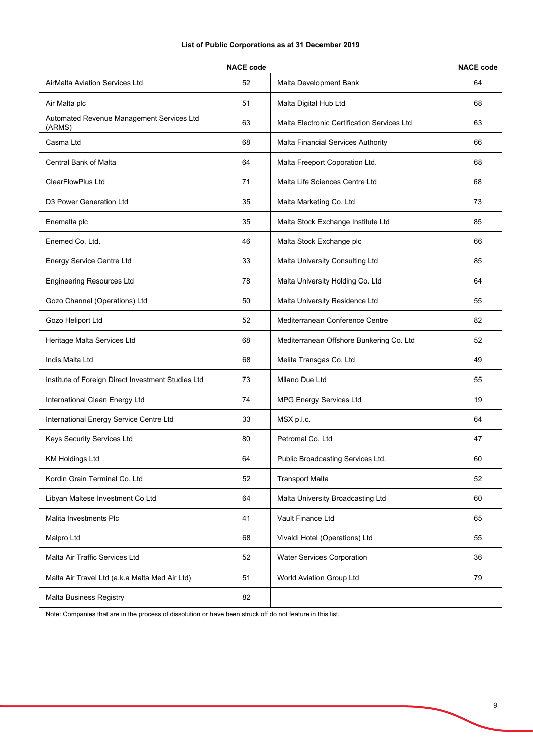**List of Public Corporations as at 31 December 2019**

| | NACE code | | NACE code |
|---|---|---|---|
| AirMalta Aviation Services Ltd | 52 | Malta Development Bank | 64 |
| Air Malta plc | 51 | Malta Digital Hub Ltd | 68 |
| Automated Revenue Management Services Ltd (ARMS) | 63 | Malta Electronic Certification Services Ltd | 63 |
| Casma Ltd | 68 | Malta Financial Services Authority | 66 |
| Central Bank of Malta | 64 | Malta Freeport Coporation Ltd. | 68 |
| ClearFlowPlus Ltd | 71 | Malta Life Sciences Centre Ltd | 68 |
| D3 Power Generation Ltd | 35 | Malta Marketing Co. Ltd | 73 |
| Enemalta plc | 35 | Malta Stock Exchange Institute Ltd | 85 |
| Enemed Co. Ltd. | 46 | Malta Stock Exchange plc | 66 |
| Energy Service Centre Ltd | 33 | Malta University Consulting Ltd | 85 |
| Engineering Resources Ltd | 78 | Malta University Holding Co. Ltd | 64 |
| Gozo Channel (Operations) Ltd | 50 | Malta University Residence Ltd | 55 |
| Gozo Heliport Ltd | 52 | Mediterranean Conference Centre | 82 |
| Heritage Malta Services Ltd | 68 | Mediterranean Offshore Bunkering Co. Ltd | 52 |
| Indis Malta Ltd | 68 | Melita Transgas Co. Ltd | 49 |
| Institute of Foreign Direct Investment Studies Ltd | 73 | Milano Due Ltd | 55 |
| International Clean Energy Ltd | 74 | MPG Energy Services Ltd | 19 |
| International Energy Service Centre Ltd | 33 | MSX p.l.c. | 64 |
| Keys Security Services Ltd | 80 | Petromal Co. Ltd | 47 |
| KM Holdings Ltd | 64 | Public Broadcasting Services Ltd. | 60 |
| Kordin Grain Terminal Co. Ltd | 52 | Transport Malta | 52 |
| Libyan Maltese Investment Co Ltd | 64 | Malta University Broadcasting Ltd | 60 |
| Malita Investments Plc | 41 | Vault Finance Ltd | 65 |
| Malpro Ltd | 68 | Vivaldi Hotel (Operations) Ltd | 55 |
| Malta Air Traffic Services Ltd | 52 | Water Services Corporation | 36 |
| Malta Air Travel Ltd (a.k.a Malta Med Air Ltd) | 51 | World Aviation Group Ltd | 79 |
| Malta Business Registry | 82 | | |

Note: Companies that are in the process of dissolution or have been struck off do not feature in this list.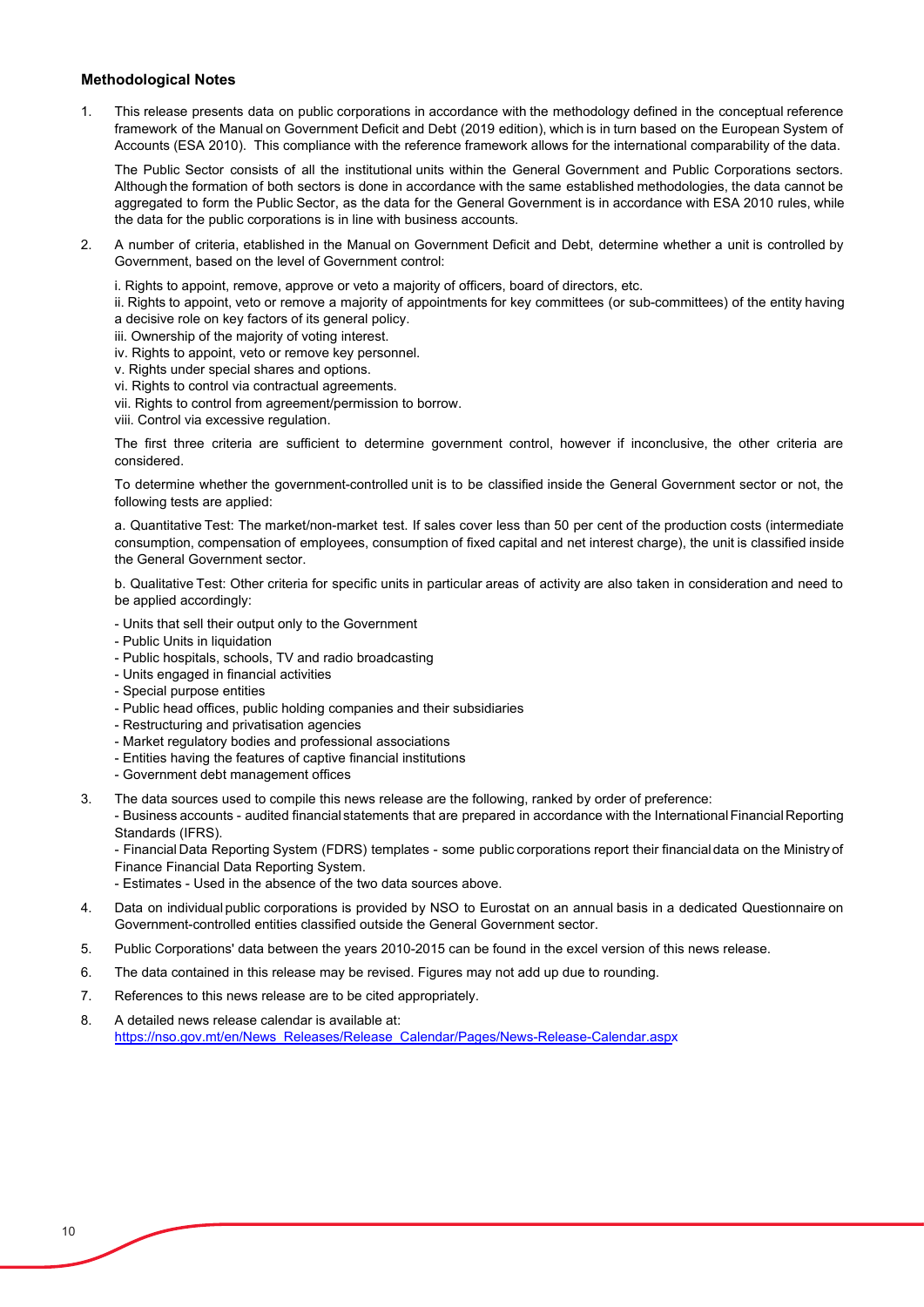**Methodological Notes**

1. This release presents data on public corporations in accordance with the methodology defined in the conceptual reference framework of the Manual on Government Deficit and Debt (2019 edition), which is in turn based on the European System of Accounts (ESA 2010). This compliance with the reference framework allows for the international comparability of the data.

   The Public Sector consists of all the institutional units within the General Government and Public Corporations sectors. Although the formation of both sectors is done in accordance with the same established methodologies, the data cannot be aggregated to form the Public Sector, as the data for the General Government is in accordance with ESA 2010 rules, while the data for the public corporations is in line with business accounts.

2. A number of criteria, established in the Manual on Government Deficit and Debt, determine whether a unit is controlled by Government, based on the level of Government control:

   i. Rights to appoint, remove, approve or veto a majority of officers, board of directors, etc.
   ii. Rights to appoint, veto or remove a majority of appointments for key committees (or sub-committees) of the entity having a decisive role on key factors of its general policy.
   iii. Ownership of the majority of voting interest.
   iv. Rights to appoint, veto or remove key personnel.
   v. Rights under special shares and options.
   vi. Rights to control via contractual agreements.
   vii. Rights to control from agreement/permission to borrow.
   viii. Control via excessive regulation.

   The first three criteria are sufficient to determine government control, however if inconclusive, the other criteria are considered.

   To determine whether the government-controlled unit is to be classified inside the General Government sector or not, the following tests are applied:

   a. Quantitative Test: The market/non-market test. If sales cover less than 50 per cent of the production costs (intermediate consumption, compensation of employees, consumption of fixed capital and net interest charge), the unit is classified inside the General Government sector.

   b. Qualitative Test: Other criteria for specific units in particular areas of activity are also taken in consideration and need to be applied accordingly:

   - Units that sell their output only to the Government
   - Public Units in liquidation
   - Public hospitals, schools, TV and radio broadcasting
   - Units engaged in financial activities
   - Special purpose entities
   - Public head offices, public holding companies and their subsidiaries
   - Restructuring and privatisation agencies
   - Market regulatory bodies and professional associations
   - Entities having the features of captive financial institutions
   - Government debt management offices

3. The data sources used to compile this news release are the following, ranked by order of preference:
   - Business accounts - audited financial statements that are prepared in accordance with the International Financial Reporting Standards (IFRS).
   - Financial Data Reporting System (FDRS) templates - some public corporations report their financial data on the Ministry of Finance Financial Data Reporting System.
   - Estimates - Used in the absence of the two data sources above.

4. Data on individual public corporations is provided by NSO to Eurostat on an annual basis in a dedicated Questionnaire on Government-controlled entities classified outside the General Government sector.

5. Public Corporations' data between the years 2010-2015 can be found in the excel version of this news release.

6. The data contained in this release may be revised. Figures may not add up due to rounding.

7. References to this news release are to be cited appropriately.

8. A detailed news release calendar is available at:
   https://nso.gov.mt/en/News_Releases/Release_Calendar/Pages/News-Release-Calendar.aspx